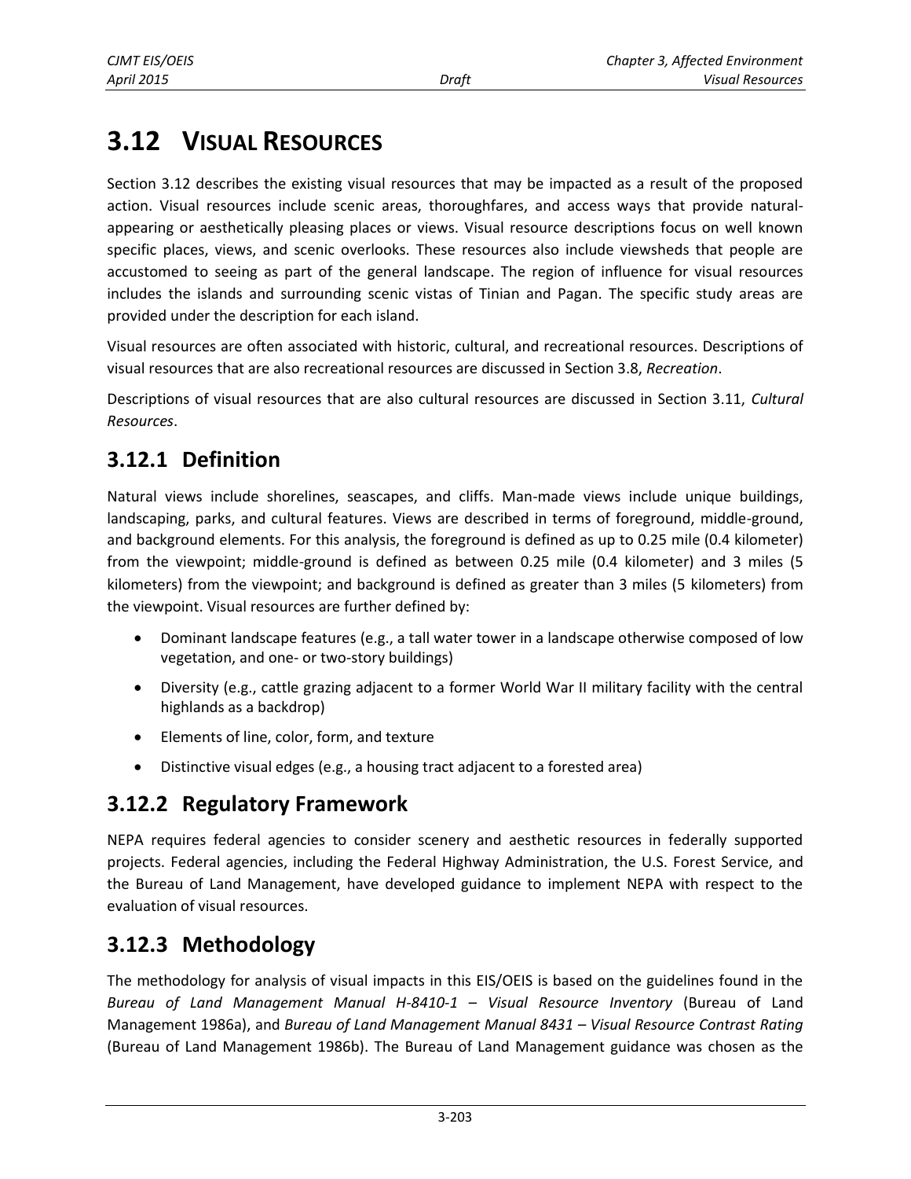# 3.12 VISUAL RESOURCES

Section 3.12 describes the existing visual resources that may be impacted as a result of the proposed action. Visual resources include scenic areas, thoroughfares, and access ways that provide natural-appearing or aesthetically pleasing places or views. Visual resource descriptions focus on well known specific places, views, and scenic overlooks. These resources also include viewsheds that people are accustomed to seeing as part of the general landscape. The region of influence for visual resources includes the islands and surrounding scenic vistas of Tinian and Pagan. The specific study areas are provided under the description for each island.

Visual resources are often associated with historic, cultural, and recreational resources. Descriptions of visual resources that are also recreational resources are discussed in Section 3.8, *Recreation*.

Descriptions of visual resources that are also cultural resources are discussed in Section 3.11, *Cultural Resources*.

## 3.12.1 Definition

Natural views include shorelines, seascapes, and cliffs. Man-made views include unique buildings, landscaping, parks, and cultural features. Views are described in terms of foreground, middle-ground, and background elements. For this analysis, the foreground is defined as up to 0.25 mile (0.4 kilometer) from the viewpoint; middle-ground is defined as between 0.25 mile (0.4 kilometer) and 3 miles (5 kilometers) from the viewpoint; and background is defined as greater than 3 miles (5 kilometers) from the viewpoint. Visual resources are further defined by:

- Dominant landscape features (e.g., a tall water tower in a landscape otherwise composed of low vegetation, and one- or two-story buildings)
- Diversity (e.g., cattle grazing adjacent to a former World War II military facility with the central highlands as a backdrop)
- Elements of line, color, form, and texture
- Distinctive visual edges (e.g., a housing tract adjacent to a forested area)

## 3.12.2 Regulatory Framework

NEPA requires federal agencies to consider scenery and aesthetic resources in federally supported projects. Federal agencies, including the Federal Highway Administration, the U.S. Forest Service, and the Bureau of Land Management, have developed guidance to implement NEPA with respect to the evaluation of visual resources.

## 3.12.3 Methodology

The methodology for analysis of visual impacts in this EIS/OEIS is based on the guidelines found in the *Bureau of Land Management Manual H-8410-1 – Visual Resource Inventory* (Bureau of Land Management 1986a), and *Bureau of Land Management Manual 8431 – Visual Resource Contrast Rating* (Bureau of Land Management 1986b). The Bureau of Land Management guidance was chosen as the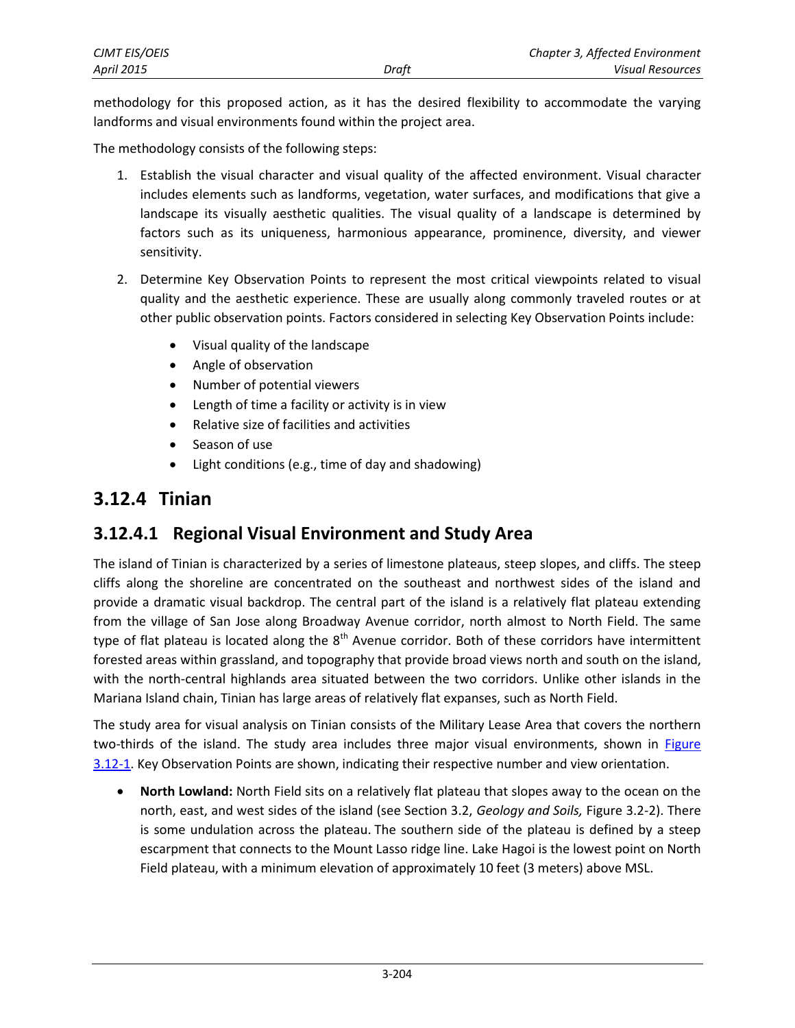methodology for this proposed action, as it has the desired flexibility to accommodate the varying landforms and visual environments found within the project area.

The methodology consists of the following steps:

1. Establish the visual character and visual quality of the affected environment. Visual character includes elements such as landforms, vegetation, water surfaces, and modifications that give a landscape its visually aesthetic qualities. The visual quality of a landscape is determined by factors such as its uniqueness, harmonious appearance, prominence, diversity, and viewer sensitivity.
2. Determine Key Observation Points to represent the most critical viewpoints related to visual quality and the aesthetic experience. These are usually along commonly traveled routes or at other public observation points. Factors considered in selecting Key Observation Points include:
    - Visual quality of the landscape
    - Angle of observation
    - Number of potential viewers
    - Length of time a facility or activity is in view
    - Relative size of facilities and activities
    - Season of use
    - Light conditions (e.g., time of day and shadowing)

## 3.12.4 Tinian

### 3.12.4.1 Regional Visual Environment and Study Area

The island of Tinian is characterized by a series of limestone plateaus, steep slopes, and cliffs. The steep cliffs along the shoreline are concentrated on the southeast and northwest sides of the island and provide a dramatic visual backdrop. The central part of the island is a relatively flat plateau extending from the village of San Jose along Broadway Avenue corridor, north almost to North Field. The same type of flat plateau is located along the 8th Avenue corridor. Both of these corridors have intermittent forested areas within grassland, and topography that provide broad views north and south on the island, with the north-central highlands area situated between the two corridors. Unlike other islands in the Mariana Island chain, Tinian has large areas of relatively flat expanses, such as North Field.

The study area for visual analysis on Tinian consists of the Military Lease Area that covers the northern two-thirds of the island. The study area includes three major visual environments, shown in Figure 3.12-1. Key Observation Points are shown, indicating their respective number and view orientation.

- **North Lowland:** North Field sits on a relatively flat plateau that slopes away to the ocean on the north, east, and west sides of the island (see Section 3.2, *Geology and Soils,* Figure 3.2-2). There is some undulation across the plateau. The southern side of the plateau is defined by a steep escarpment that connects to the Mount Lasso ridge line. Lake Hagoi is the lowest point on North Field plateau, with a minimum elevation of approximately 10 feet (3 meters) above MSL.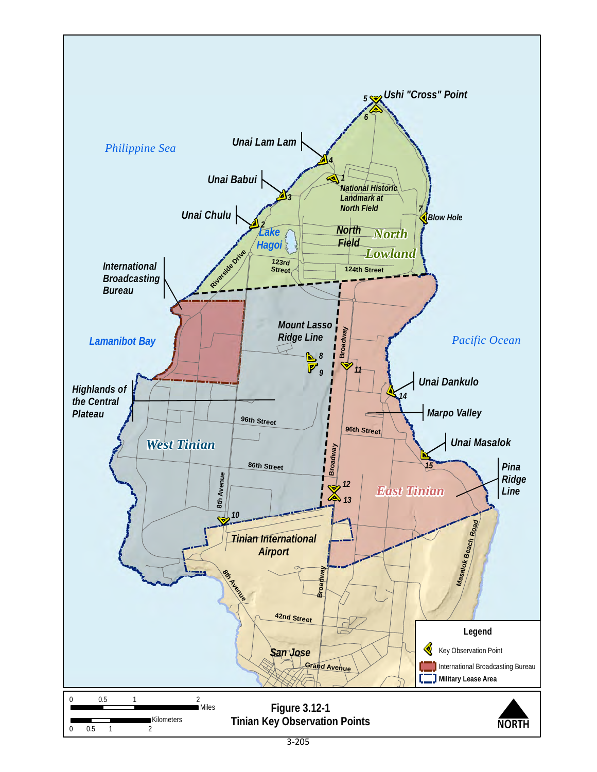Figure 3.12-1
Tinian Key Observation Points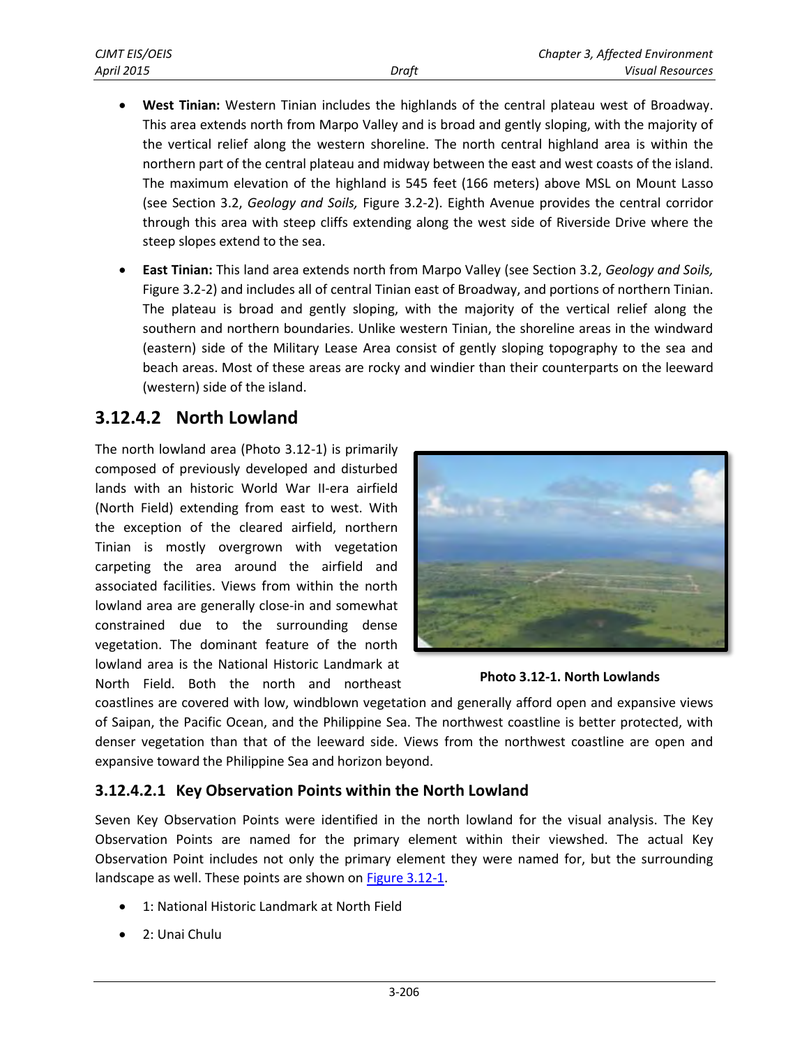- **West Tinian:** Western Tinian includes the highlands of the central plateau west of Broadway. This area extends north from Marpo Valley and is broad and gently sloping, with the majority of the vertical relief along the western shoreline. The north central highland area is within the northern part of the central plateau and midway between the east and west coasts of the island. The maximum elevation of the highland is 545 feet (166 meters) above MSL on Mount Lasso (see Section 3.2, *Geology and Soils,* Figure 3.2-2). Eighth Avenue provides the central corridor through this area with steep cliffs extending along the west side of Riverside Drive where the steep slopes extend to the sea.

- **East Tinian:** This land area extends north from Marpo Valley (see Section 3.2, *Geology and Soils,* Figure 3.2-2) and includes all of central Tinian east of Broadway, and portions of northern Tinian. The plateau is broad and gently sloping, with the majority of the vertical relief along the southern and northern boundaries. Unlike western Tinian, the shoreline areas in the windward (eastern) side of the Military Lease Area consist of gently sloping topography to the sea and beach areas. Most of these areas are rocky and windier than their counterparts on the leeward (western) side of the island.

### 3.12.4.2 North Lowland

The north lowland area (Photo 3.12-1) is primarily composed of previously developed and disturbed lands with an historic World War II-era airfield (North Field) extending from east to west. With the exception of the cleared airfield, northern Tinian is mostly overgrown with vegetation carpeting the area around the airfield and associated facilities. Views from within the north lowland area are generally close-in and somewhat constrained due to the surrounding dense vegetation. The dominant feature of the north lowland area is the National Historic Landmark at North Field. Both the north and northeast coastlines are covered with low, windblown vegetation and generally afford open and expansive views of Saipan, the Pacific Ocean, and the Philippine Sea. The northwest coastline is better protected, with denser vegetation than that of the leeward side. Views from the northwest coastline are open and expansive toward the Philippine Sea and horizon beyond.

**Photo 3.12-1. North Lowlands**

#### 3.12.4.2.1 Key Observation Points within the North Lowland

Seven Key Observation Points were identified in the north lowland for the visual analysis. The Key Observation Points are named for the primary element within their viewshed. The actual Key Observation Point includes not only the primary element they were named for, but the surrounding landscape as well. These points are shown on Figure 3.12-1.

- 1: National Historic Landmark at North Field
- 2: Unai Chulu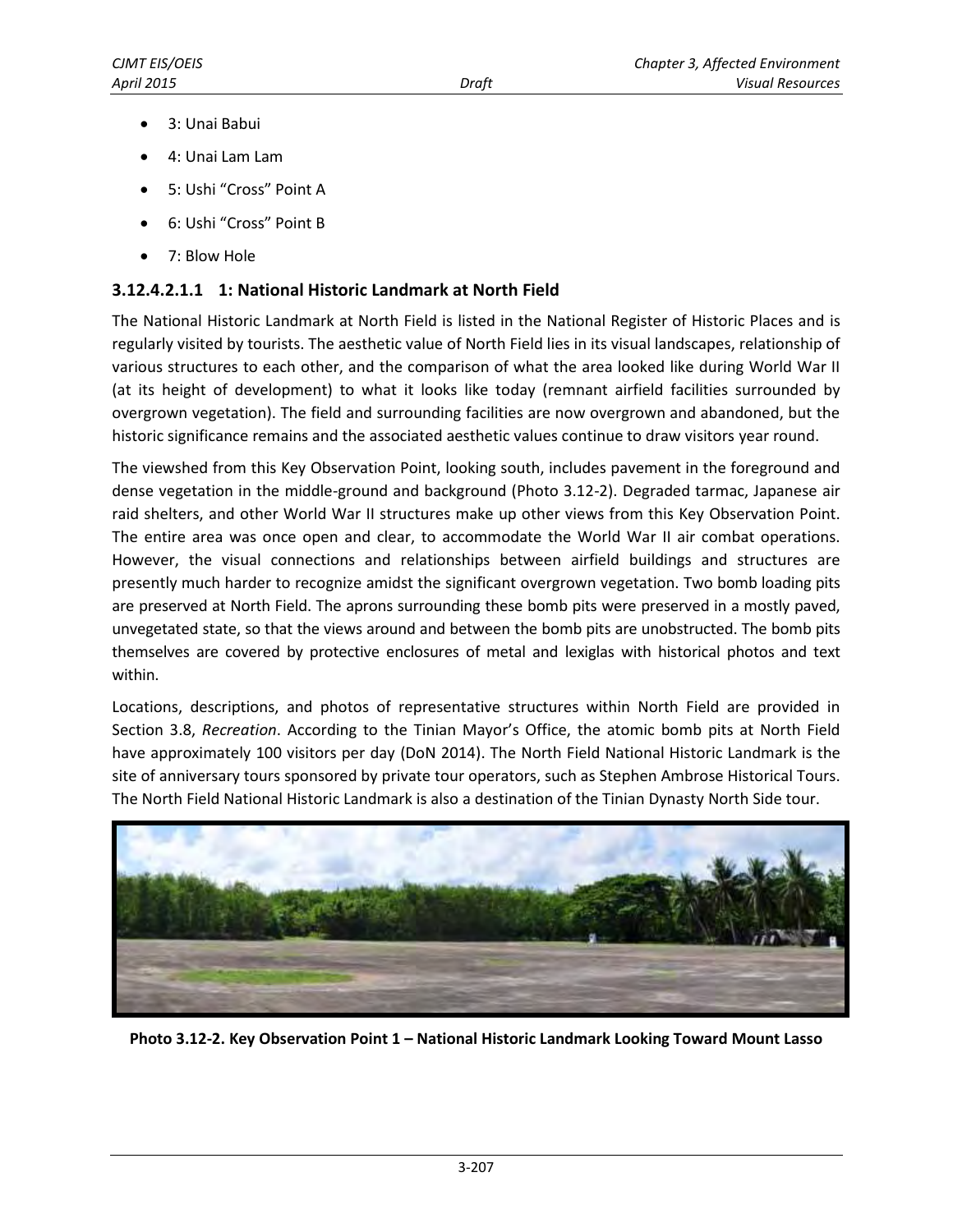- 3: Unai Babui
- 4: Unai Lam Lam
- 5: Ushi “Cross” Point A
- 6: Ushi “Cross” Point B
- 7: Blow Hole

### 3.12.4.2.1.1 1: National Historic Landmark at North Field

The National Historic Landmark at North Field is listed in the National Register of Historic Places and is regularly visited by tourists. The aesthetic value of North Field lies in its visual landscapes, relationship of various structures to each other, and the comparison of what the area looked like during World War II (at its height of development) to what it looks like today (remnant airfield facilities surrounded by overgrown vegetation). The field and surrounding facilities are now overgrown and abandoned, but the historic significance remains and the associated aesthetic values continue to draw visitors year round.

The viewshed from this Key Observation Point, looking south, includes pavement in the foreground and dense vegetation in the middle-ground and background (Photo 3.12-2). Degraded tarmac, Japanese air raid shelters, and other World War II structures make up other views from this Key Observation Point. The entire area was once open and clear, to accommodate the World War II air combat operations. However, the visual connections and relationships between airfield buildings and structures are presently much harder to recognize amidst the significant overgrown vegetation. Two bomb loading pits are preserved at North Field. The aprons surrounding these bomb pits were preserved in a mostly paved, unvegetated state, so that the views around and between the bomb pits are unobstructed. The bomb pits themselves are covered by protective enclosures of metal and lexiglas with historical photos and text within.

Locations, descriptions, and photos of representative structures within North Field are provided in Section 3.8, *Recreation*. According to the Tinian Mayor’s Office, the atomic bomb pits at North Field have approximately 100 visitors per day (DoN 2014). The North Field National Historic Landmark is the site of anniversary tours sponsored by private tour operators, such as Stephen Ambrose Historical Tours. The North Field National Historic Landmark is also a destination of the Tinian Dynasty North Side tour.

**Photo 3.12-2. Key Observation Point 1 – National Historic Landmark Looking Toward Mount Lasso**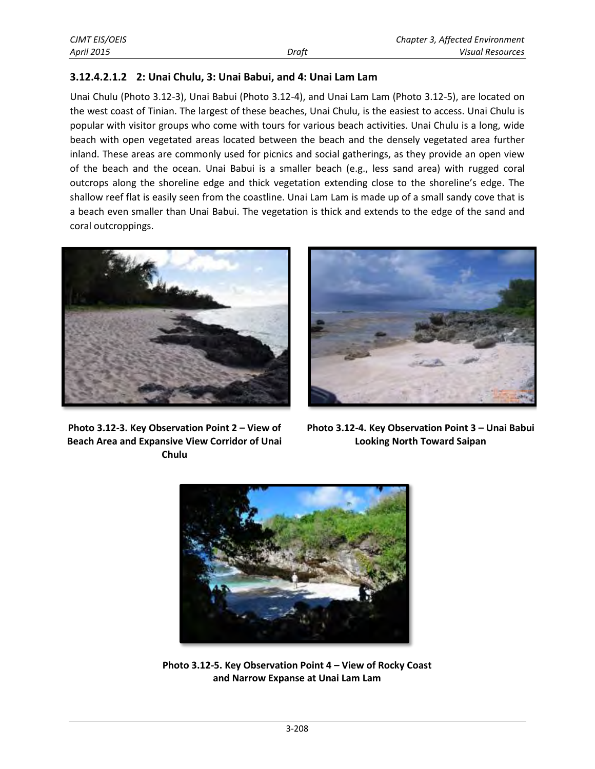### 3.12.4.2.1.2 2: Unai Chulu, 3: Unai Babui, and 4: Unai Lam Lam

Unai Chulu (Photo 3.12-3), Unai Babui (Photo 3.12-4), and Unai Lam Lam (Photo 3.12-5), are located on the west coast of Tinian. The largest of these beaches, Unai Chulu, is the easiest to access. Unai Chulu is popular with visitor groups who come with tours for various beach activities. Unai Chulu is a long, wide beach with open vegetated areas located between the beach and the densely vegetated area further inland. These areas are commonly used for picnics and social gatherings, as they provide an open view of the beach and the ocean. Unai Babui is a smaller beach (e.g., less sand area) with rugged coral outcrops along the shoreline edge and thick vegetation extending close to the shoreline's edge. The shallow reef flat is easily seen from the coastline. Unai Lam Lam is made up of a small sandy cove that is a beach even smaller than Unai Babui. The vegetation is thick and extends to the edge of the sand and coral outcroppings.

**Photo 3.12-3. Key Observation Point 2 – View of Beach Area and Expansive View Corridor of Unai Chulu**

**Photo 3.12-4. Key Observation Point 3 – Unai Babui Looking North Toward Saipan**

**Photo 3.12-5. Key Observation Point 4 – View of Rocky Coast and Narrow Expanse at Unai Lam Lam**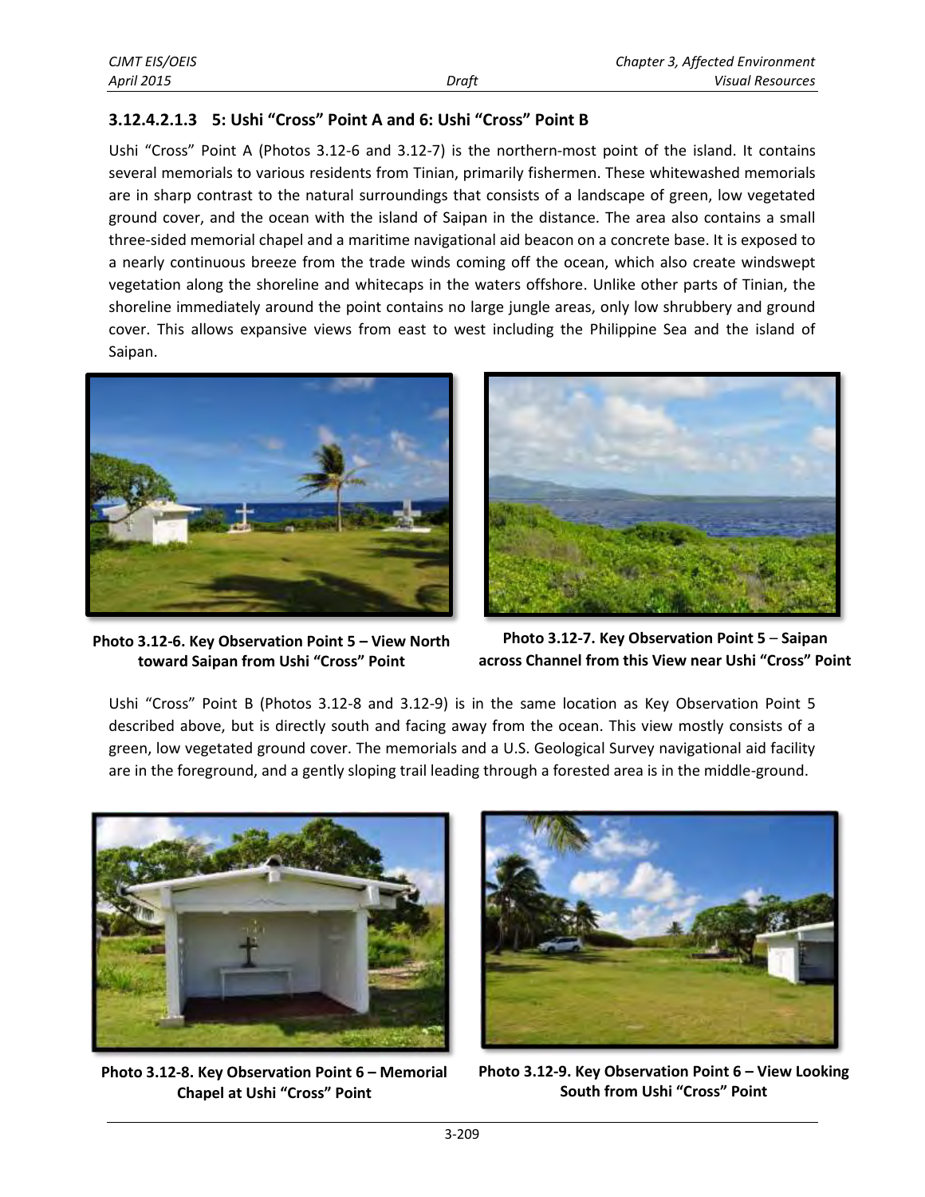#### 3.12.4.2.1.3 5: Ushi "Cross" Point A and 6: Ushi "Cross" Point B

Ushi "Cross" Point A (Photos 3.12-6 and 3.12-7) is the northern-most point of the island. It contains several memorials to various residents from Tinian, primarily fishermen. These whitewashed memorials are in sharp contrast to the natural surroundings that consists of a landscape of green, low vegetated ground cover, and the ocean with the island of Saipan in the distance. The area also contains a small three-sided memorial chapel and a maritime navigational aid beacon on a concrete base. It is exposed to a nearly continuous breeze from the trade winds coming off the ocean, which also create windswept vegetation along the shoreline and whitecaps in the waters offshore. Unlike other parts of Tinian, the shoreline immediately around the point contains no large jungle areas, only low shrubbery and ground cover. This allows expansive views from east to west including the Philippine Sea and the island of Saipan.

**Photo 3.12-6. Key Observation Point 5 – View North toward Saipan from Ushi "Cross" Point**

**Photo 3.12-7. Key Observation Point 5 – Saipan across Channel from this View near Ushi "Cross" Point**

Ushi "Cross" Point B (Photos 3.12-8 and 3.12-9) is in the same location as Key Observation Point 5 described above, but is directly south and facing away from the ocean. This view mostly consists of a green, low vegetated ground cover. The memorials and a U.S. Geological Survey navigational aid facility are in the foreground, and a gently sloping trail leading through a forested area is in the middle-ground.

**Photo 3.12-8. Key Observation Point 6 – Memorial Chapel at Ushi "Cross" Point**

**Photo 3.12-9. Key Observation Point 6 – View Looking South from Ushi "Cross" Point**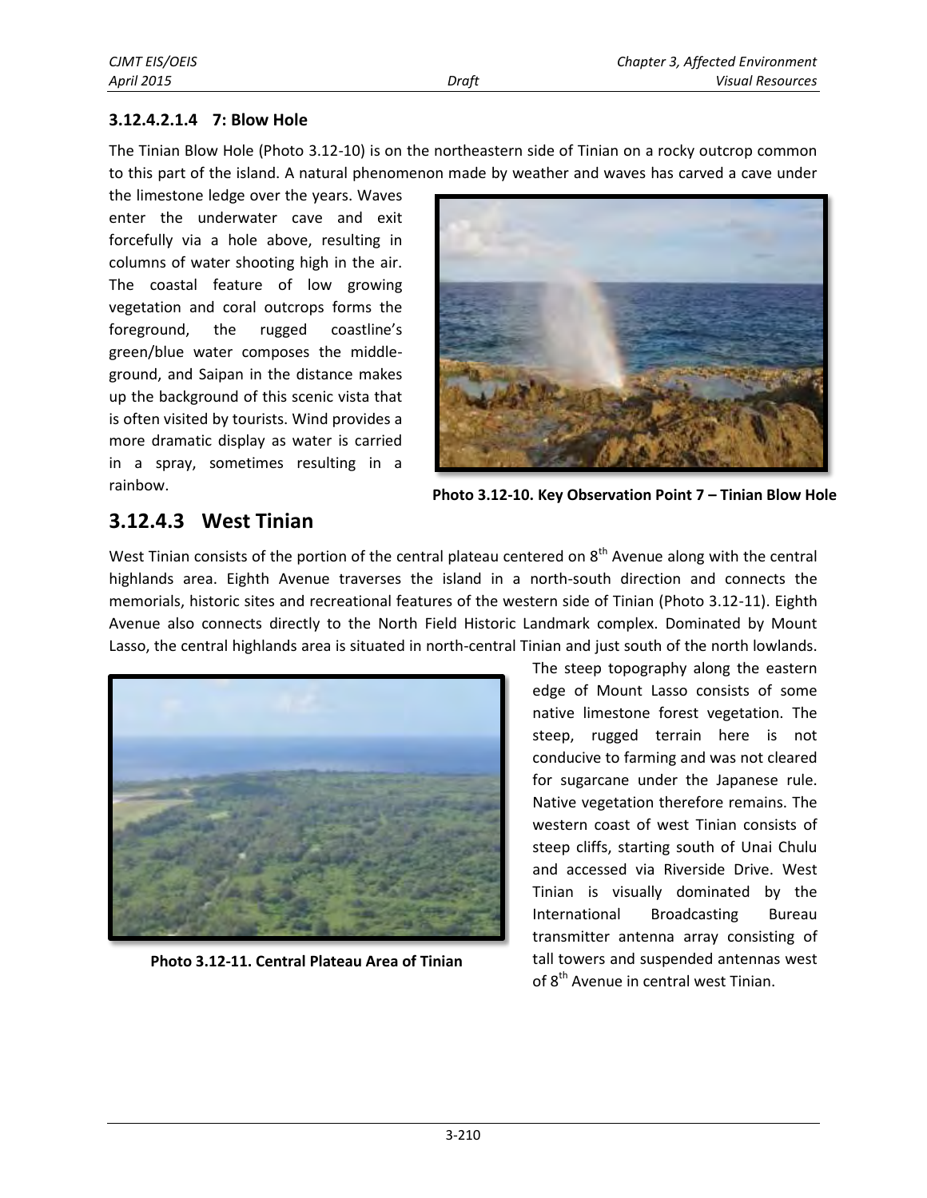#### 3.12.4.2.1.4 7: Blow Hole

The Tinian Blow Hole (Photo 3.12-10) is on the northeastern side of Tinian on a rocky outcrop common to this part of the island. A natural phenomenon made by weather and waves has carved a cave under the limestone ledge over the years. Waves enter the underwater cave and exit forcefully via a hole above, resulting in columns of water shooting high in the air. The coastal feature of low growing vegetation and coral outcrops forms the foreground, the rugged coastline's green/blue water composes the middle-ground, and Saipan in the distance makes up the background of this scenic vista that is often visited by tourists. Wind provides a more dramatic display as water is carried in a spray, sometimes resulting in a rainbow.

**Photo 3.12-10. Key Observation Point 7 – Tinian Blow Hole**

## 3.12.4.3 West Tinian

West Tinian consists of the portion of the central plateau centered on 8th Avenue along with the central highlands area. Eighth Avenue traverses the island in a north-south direction and connects the memorials, historic sites and recreational features of the western side of Tinian (Photo 3.12-11). Eighth Avenue also connects directly to the North Field Historic Landmark complex. Dominated by Mount Lasso, the central highlands area is situated in north-central Tinian and just south of the north lowlands. The steep topography along the eastern edge of Mount Lasso consists of some native limestone forest vegetation. The steep, rugged terrain here is not conducive to farming and was not cleared for sugarcane under the Japanese rule. Native vegetation therefore remains. The western coast of west Tinian consists of steep cliffs, starting south of Unai Chulu and accessed via Riverside Drive. West Tinian is visually dominated by the International Broadcasting Bureau transmitter antenna array consisting of tall towers and suspended antennas west of 8th Avenue in central west Tinian.

**Photo 3.12-11. Central Plateau Area of Tinian**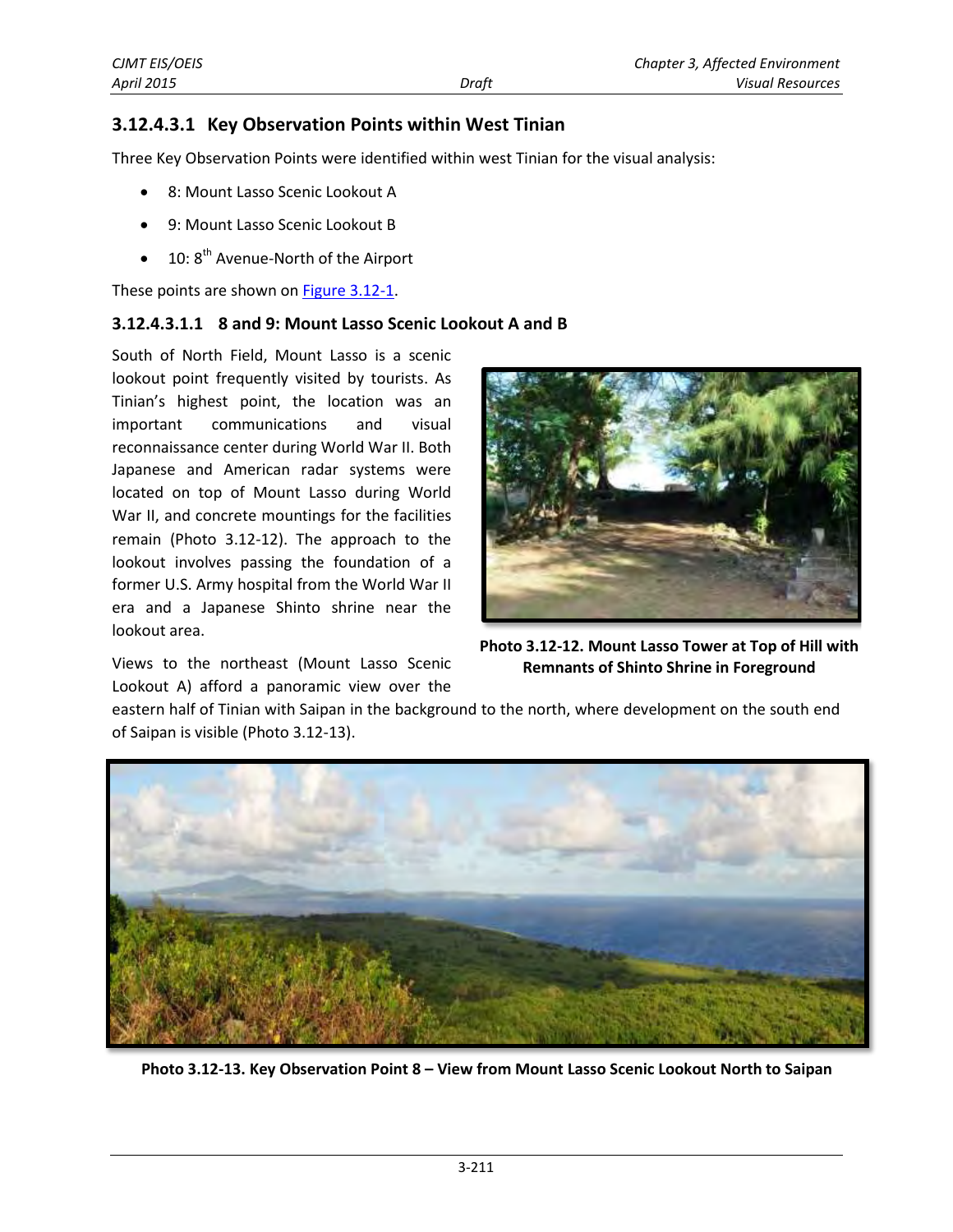### 3.12.4.3.1 Key Observation Points within West Tinian

Three Key Observation Points were identified within west Tinian for the visual analysis:

- 8: Mount Lasso Scenic Lookout A
- 9: Mount Lasso Scenic Lookout B
- 10: 8th Avenue-North of the Airport

These points are shown on Figure 3.12-1.

#### 3.12.4.3.1.1 8 and 9: Mount Lasso Scenic Lookout A and B

South of North Field, Mount Lasso is a scenic lookout point frequently visited by tourists. As Tinian's highest point, the location was an important communications and visual reconnaissance center during World War II. Both Japanese and American radar systems were located on top of Mount Lasso during World War II, and concrete mountings for the facilities remain (Photo 3.12-12). The approach to the lookout involves passing the foundation of a former U.S. Army hospital from the World War II era and a Japanese Shinto shrine near the lookout area.

**Photo 3.12-12. Mount Lasso Tower at Top of Hill with Remnants of Shinto Shrine in Foreground**

Views to the northeast (Mount Lasso Scenic Lookout A) afford a panoramic view over the eastern half of Tinian with Saipan in the background to the north, where development on the south end of Saipan is visible (Photo 3.12-13).

**Photo 3.12-13. Key Observation Point 8 – View from Mount Lasso Scenic Lookout North to Saipan**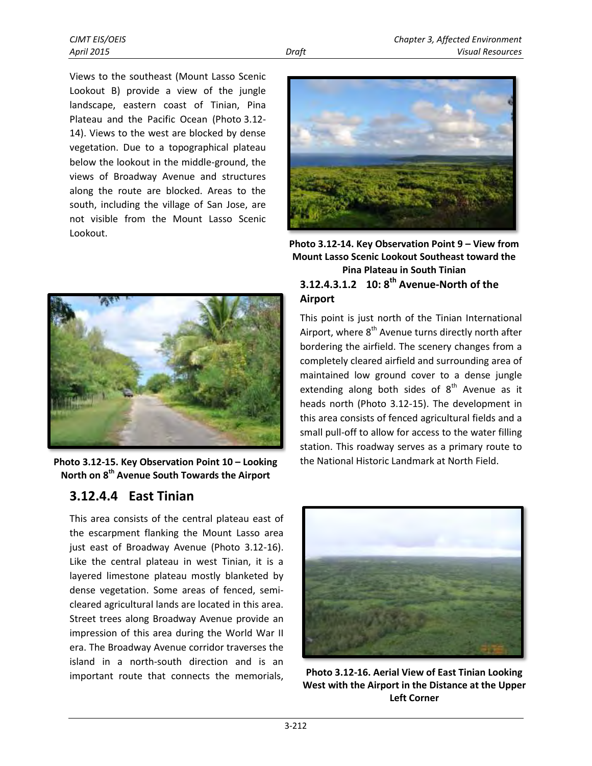Views to the southeast (Mount Lasso Scenic Lookout B) provide a view of the jungle landscape, eastern coast of Tinian, Pina Plateau and the Pacific Ocean (Photo 3.12-14). Views to the west are blocked by dense vegetation. Due to a topographical plateau below the lookout in the middle-ground, the views of Broadway Avenue and structures along the route are blocked. Areas to the south, including the village of San Jose, are not visible from the Mount Lasso Scenic Lookout.

**Photo 3.12-14. Key Observation Point 9 – View from Mount Lasso Scenic Lookout Southeast toward the Pina Plateau in South Tinian**

#### 3.12.4.3.1.2 10: 8th Avenue-North of the Airport

This point is just north of the Tinian International Airport, where 8th Avenue turns directly north after bordering the airfield. The scenery changes from a completely cleared airfield and surrounding area of maintained low ground cover to a dense jungle extending along both sides of 8th Avenue as it heads north (Photo 3.12-15). The development in this area consists of fenced agricultural fields and a small pull-off to allow for access to the water filling station. This roadway serves as a primary route to the National Historic Landmark at North Field.

**Photo 3.12-15. Key Observation Point 10 – Looking North on 8th Avenue South Towards the Airport**

### 3.12.4.4 East Tinian

This area consists of the central plateau east of the escarpment flanking the Mount Lasso area just east of Broadway Avenue (Photo 3.12-16). Like the central plateau in west Tinian, it is a layered limestone plateau mostly blanketed by dense vegetation. Some areas of fenced, semi-cleared agricultural lands are located in this area. Street trees along Broadway Avenue provide an impression of this area during the World War II era. The Broadway Avenue corridor traverses the island in a north-south direction and is an important route that connects the memorials,

**Photo 3.12-16. Aerial View of East Tinian Looking West with the Airport in the Distance at the Upper Left Corner**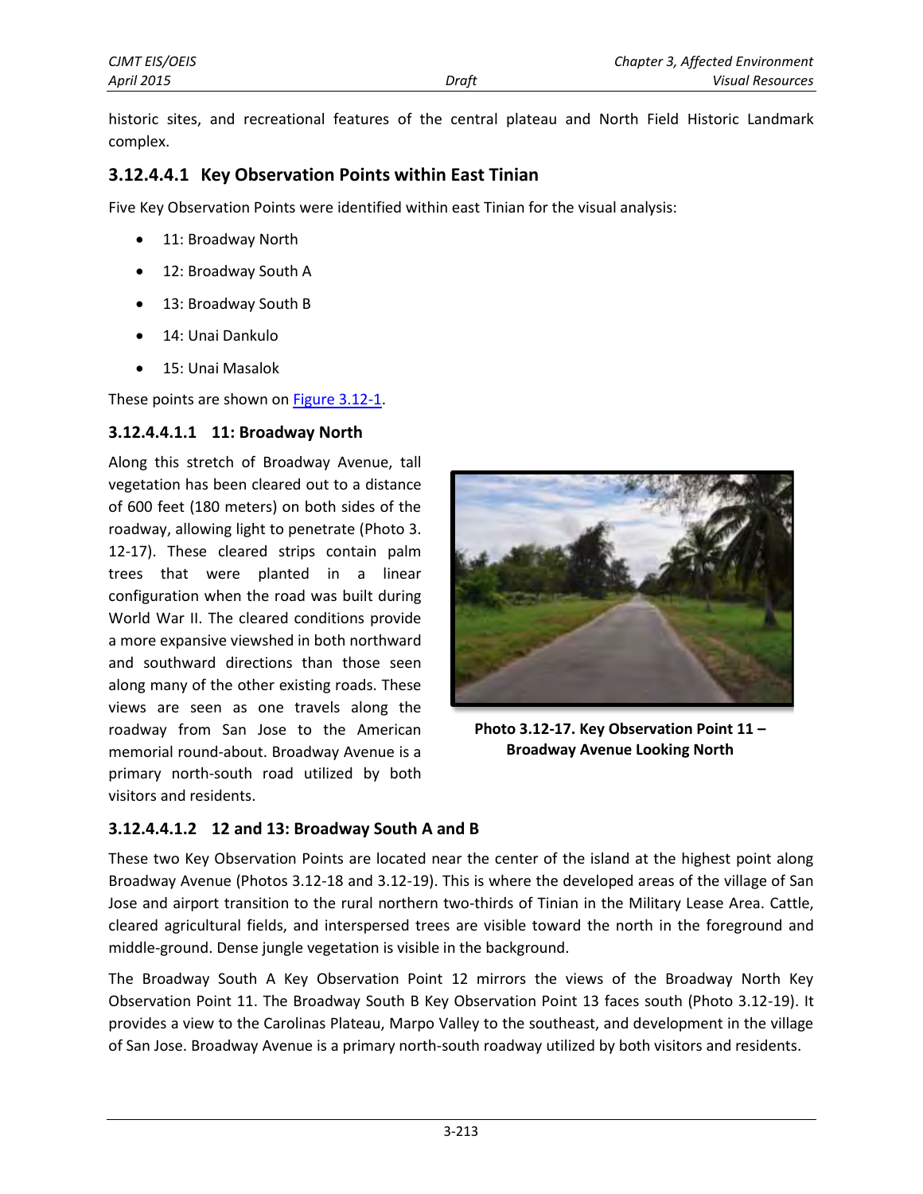historic sites, and recreational features of the central plateau and North Field Historic Landmark complex.

### 3.12.4.4.1 Key Observation Points within East Tinian

Five Key Observation Points were identified within east Tinian for the visual analysis:

- 11: Broadway North
- 12: Broadway South A
- 13: Broadway South B
- 14: Unai Dankulo
- 15: Unai Masalok

These points are shown on Figure 3.12-1.

#### 3.12.4.4.1.1 11: Broadway North

Along this stretch of Broadway Avenue, tall vegetation has been cleared out to a distance of 600 feet (180 meters) on both sides of the roadway, allowing light to penetrate (Photo 3. 12-17). These cleared strips contain palm trees that were planted in a linear configuration when the road was built during World War II. The cleared conditions provide a more expansive viewshed in both northward and southward directions than those seen along many of the other existing roads. These views are seen as one travels along the roadway from San Jose to the American memorial round-about. Broadway Avenue is a primary north-south road utilized by both visitors and residents.

**Photo 3.12-17. Key Observation Point 11 – Broadway Avenue Looking North**

#### 3.12.4.4.1.2 12 and 13: Broadway South A and B

These two Key Observation Points are located near the center of the island at the highest point along Broadway Avenue (Photos 3.12-18 and 3.12-19). This is where the developed areas of the village of San Jose and airport transition to the rural northern two-thirds of Tinian in the Military Lease Area. Cattle, cleared agricultural fields, and interspersed trees are visible toward the north in the foreground and middle-ground. Dense jungle vegetation is visible in the background.

The Broadway South A Key Observation Point 12 mirrors the views of the Broadway North Key Observation Point 11. The Broadway South B Key Observation Point 13 faces south (Photo 3.12-19). It provides a view to the Carolinas Plateau, Marpo Valley to the southeast, and development in the village of San Jose. Broadway Avenue is a primary north-south roadway utilized by both visitors and residents.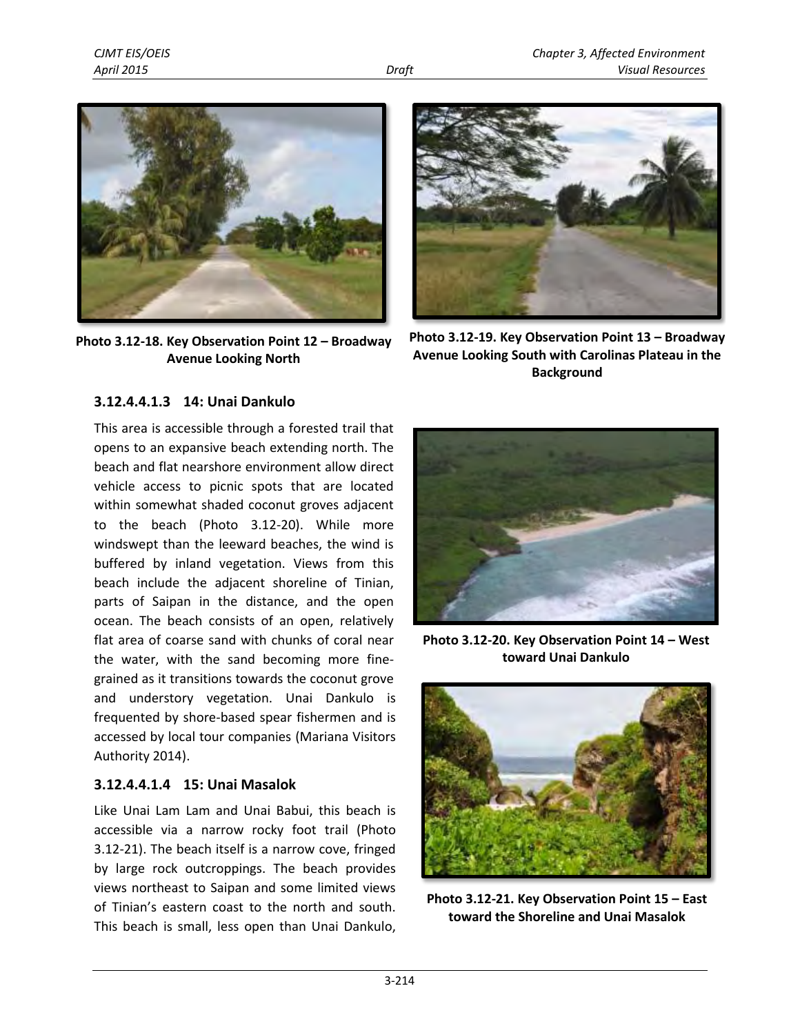Photo 3.12-18. Key Observation Point 12 – Broadway Avenue Looking North

Photo 3.12-19. Key Observation Point 13 – Broadway Avenue Looking South with Carolinas Plateau in the Background

#### 3.12.4.4.1.3 14: Unai Dankulo

This area is accessible through a forested trail that opens to an expansive beach extending north. The beach and flat nearshore environment allow direct vehicle access to picnic spots that are located within somewhat shaded coconut groves adjacent to the beach (Photo 3.12-20). While more windswept than the leeward beaches, the wind is buffered by inland vegetation. Views from this beach include the adjacent shoreline of Tinian, parts of Saipan in the distance, and the open ocean. The beach consists of an open, relatively flat area of coarse sand with chunks of coral near the water, with the sand becoming more fine-grained as it transitions towards the coconut grove and understory vegetation. Unai Dankulo is frequented by shore-based spear fishermen and is accessed by local tour companies (Mariana Visitors Authority 2014).

Photo 3.12-20. Key Observation Point 14 – West toward Unai Dankulo

#### 3.12.4.4.1.4 15: Unai Masalok

Like Unai Lam Lam and Unai Babui, this beach is accessible via a narrow rocky foot trail (Photo 3.12-21). The beach itself is a narrow cove, fringed by large rock outcroppings. The beach provides views northeast to Saipan and some limited views of Tinian's eastern coast to the north and south. This beach is small, less open than Unai Dankulo,

Photo 3.12-21. Key Observation Point 15 – East toward the Shoreline and Unai Masalok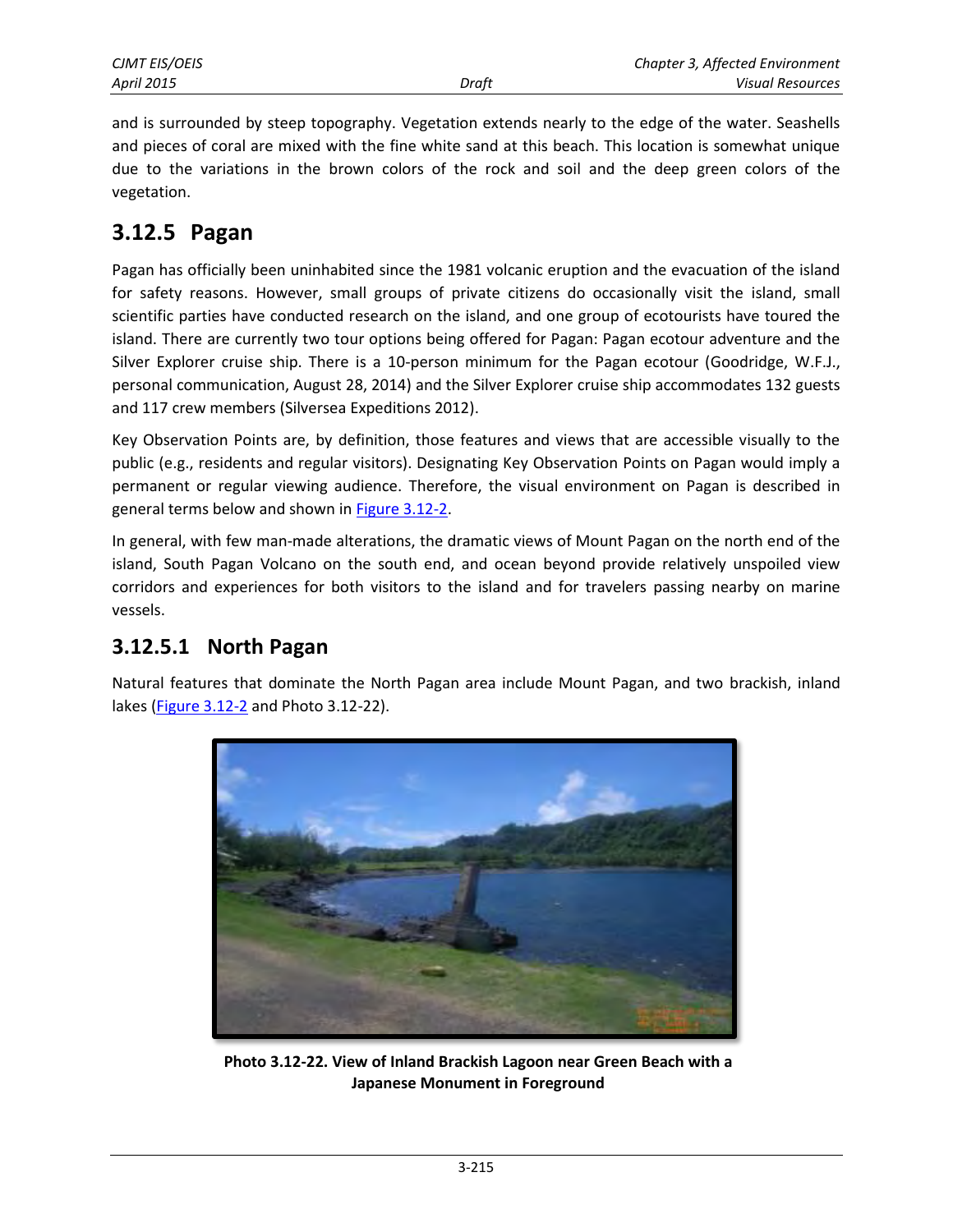and is surrounded by steep topography. Vegetation extends nearly to the edge of the water. Seashells and pieces of coral are mixed with the fine white sand at this beach. This location is somewhat unique due to the variations in the brown colors of the rock and soil and the deep green colors of the vegetation.

## 3.12.5 Pagan

Pagan has officially been uninhabited since the 1981 volcanic eruption and the evacuation of the island for safety reasons. However, small groups of private citizens do occasionally visit the island, small scientific parties have conducted research on the island, and one group of ecotourists have toured the island. There are currently two tour options being offered for Pagan: Pagan ecotour adventure and the Silver Explorer cruise ship. There is a 10-person minimum for the Pagan ecotour (Goodridge, W.F.J., personal communication, August 28, 2014) and the Silver Explorer cruise ship accommodates 132 guests and 117 crew members (Silversea Expeditions 2012).

Key Observation Points are, by definition, those features and views that are accessible visually to the public (e.g., residents and regular visitors). Designating Key Observation Points on Pagan would imply a permanent or regular viewing audience. Therefore, the visual environment on Pagan is described in general terms below and shown in Figure 3.12-2.

In general, with few man-made alterations, the dramatic views of Mount Pagan on the north end of the island, South Pagan Volcano on the south end, and ocean beyond provide relatively unspoiled view corridors and experiences for both visitors to the island and for travelers passing nearby on marine vessels.

### 3.12.5.1 North Pagan

Natural features that dominate the North Pagan area include Mount Pagan, and two brackish, inland lakes (Figure 3.12-2 and Photo 3.12-22).

**Photo 3.12-22. View of Inland Brackish Lagoon near Green Beach with a Japanese Monument in Foreground**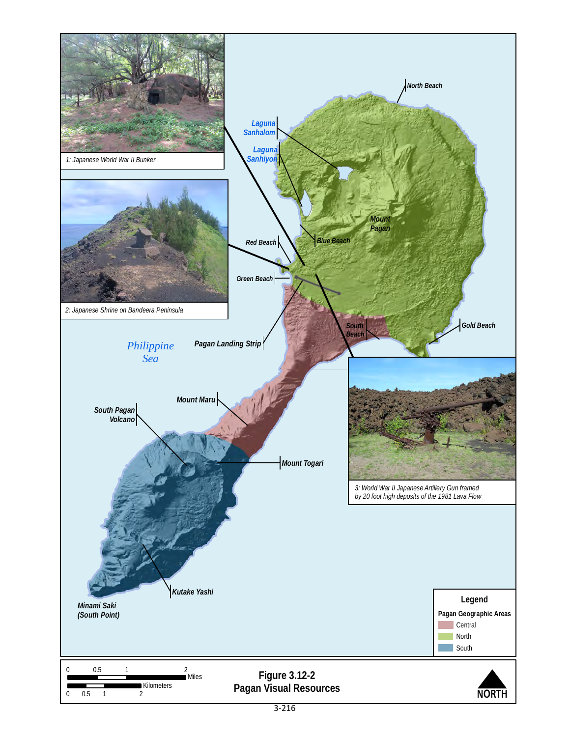1: Japanese World War II Bunker

2: Japanese Shrine on Bandeera Peninsula

3: World War II Japanese Artillery Gun framed by 20 foot high deposits of the 1981 Lava Flow

North Beach

Laguna Sanhalom

Laguna Sanhiyon

Mount Pagan

Blue Beach

Red Beach

Green Beach

Pagan Landing Strip

South Beach

Gold Beach

Philippine Sea

Mount Maru

South Pagan Volcano

Mount Togari

Kutake Yashi

Minami Saki (South Point)

**Legend**

**Pagan Geographic Areas**

- Central
- North
- South

0 0.5 1 2 Miles

0 0.5 1 2 Kilometers

NORTH

**Figure 3.12-2**
**Pagan Visual Resources**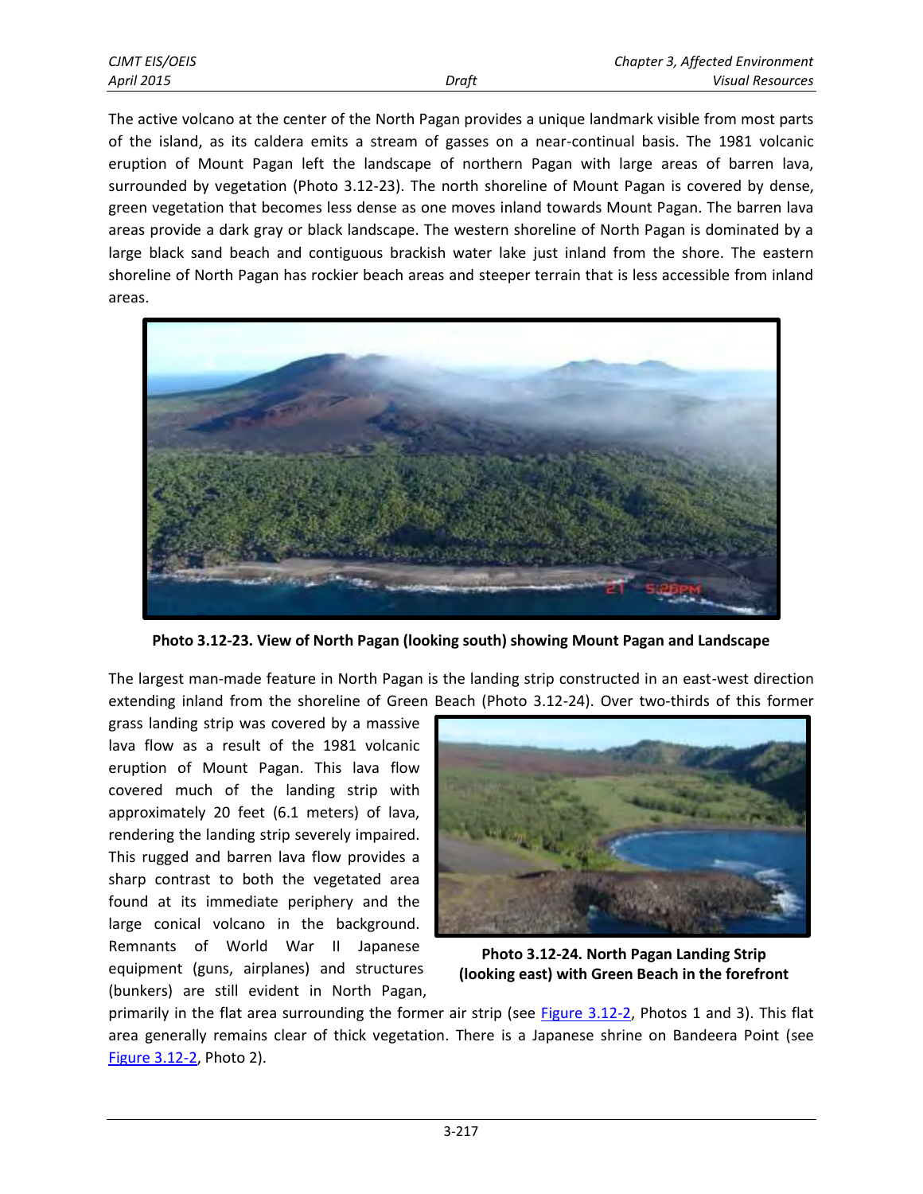The active volcano at the center of the North Pagan provides a unique landmark visible from most parts of the island, as its caldera emits a stream of gasses on a near-continual basis. The 1981 volcanic eruption of Mount Pagan left the landscape of northern Pagan with large areas of barren lava, surrounded by vegetation (Photo 3.12-23). The north shoreline of Mount Pagan is covered by dense, green vegetation that becomes less dense as one moves inland towards Mount Pagan. The barren lava areas provide a dark gray or black landscape. The western shoreline of North Pagan is dominated by a large black sand beach and contiguous brackish water lake just inland from the shore. The eastern shoreline of North Pagan has rockier beach areas and steeper terrain that is less accessible from inland areas.

**Photo 3.12-23. View of North Pagan (looking south) showing Mount Pagan and Landscape**

The largest man-made feature in North Pagan is the landing strip constructed in an east-west direction extending inland from the shoreline of Green Beach (Photo 3.12-24). Over two-thirds of this former grass landing strip was covered by a massive lava flow as a result of the 1981 volcanic eruption of Mount Pagan. This lava flow covered much of the landing strip with approximately 20 feet (6.1 meters) of lava, rendering the landing strip severely impaired. This rugged and barren lava flow provides a sharp contrast to both the vegetated area found at its immediate periphery and the large conical volcano in the background. Remnants of World War II Japanese equipment (guns, airplanes) and structures (bunkers) are still evident in North Pagan, primarily in the flat area surrounding the former air strip (see Figure 3.12-2, Photos 1 and 3). This flat area generally remains clear of thick vegetation. There is a Japanese shrine on Bandeera Point (see Figure 3.12-2, Photo 2).

**Photo 3.12-24. North Pagan Landing Strip (looking east) with Green Beach in the forefront**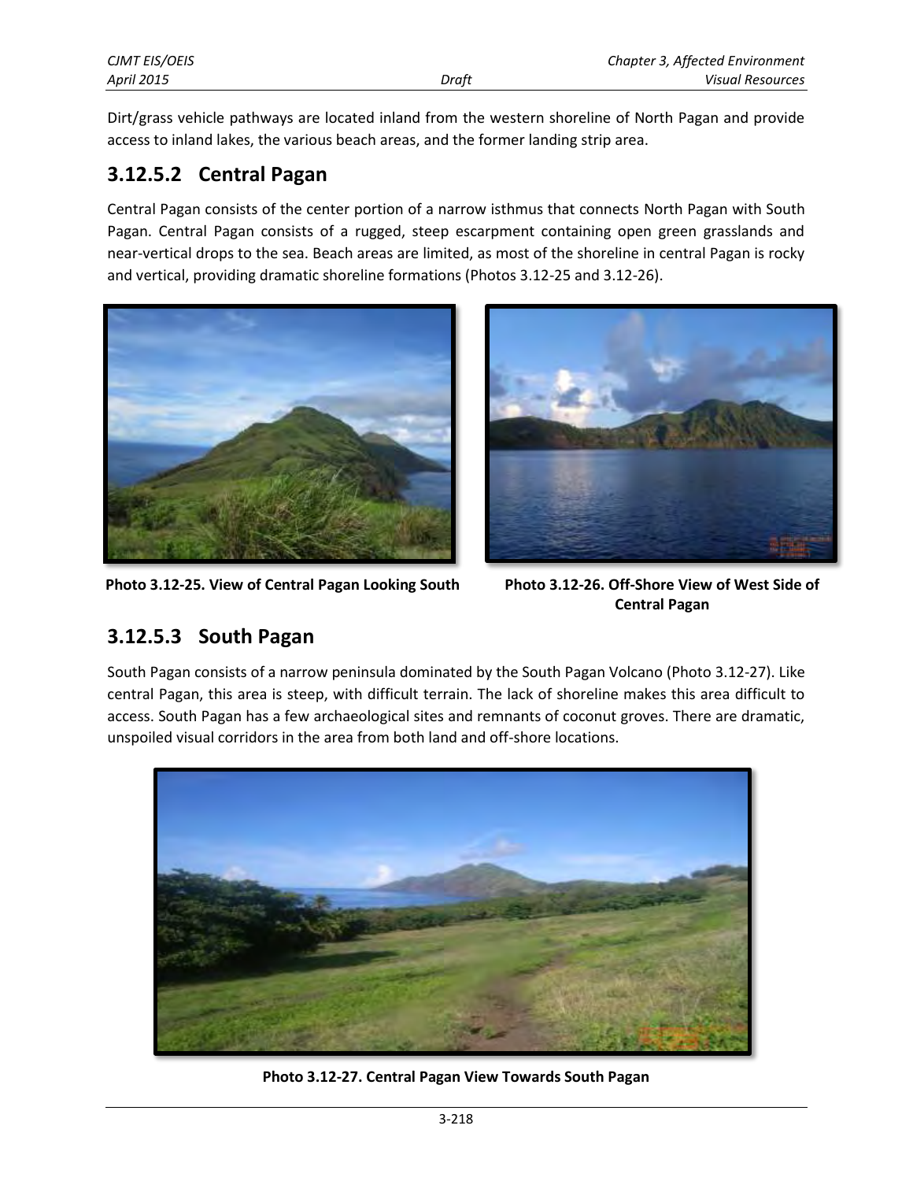Dirt/grass vehicle pathways are located inland from the western shoreline of North Pagan and provide access to inland lakes, the various beach areas, and the former landing strip area.

## 3.12.5.2 Central Pagan

Central Pagan consists of the center portion of a narrow isthmus that connects North Pagan with South Pagan. Central Pagan consists of a rugged, steep escarpment containing open green grasslands and near-vertical drops to the sea. Beach areas are limited, as most of the shoreline in central Pagan is rocky and vertical, providing dramatic shoreline formations (Photos 3.12-25 and 3.12-26).

**Photo 3.12-25. View of Central Pagan Looking South**

**Photo 3.12-26. Off-Shore View of West Side of Central Pagan**

## 3.12.5.3 South Pagan

South Pagan consists of a narrow peninsula dominated by the South Pagan Volcano (Photo 3.12-27). Like central Pagan, this area is steep, with difficult terrain. The lack of shoreline makes this area difficult to access. South Pagan has a few archaeological sites and remnants of coconut groves. There are dramatic, unspoiled visual corridors in the area from both land and off-shore locations.

**Photo 3.12-27. Central Pagan View Towards South Pagan**